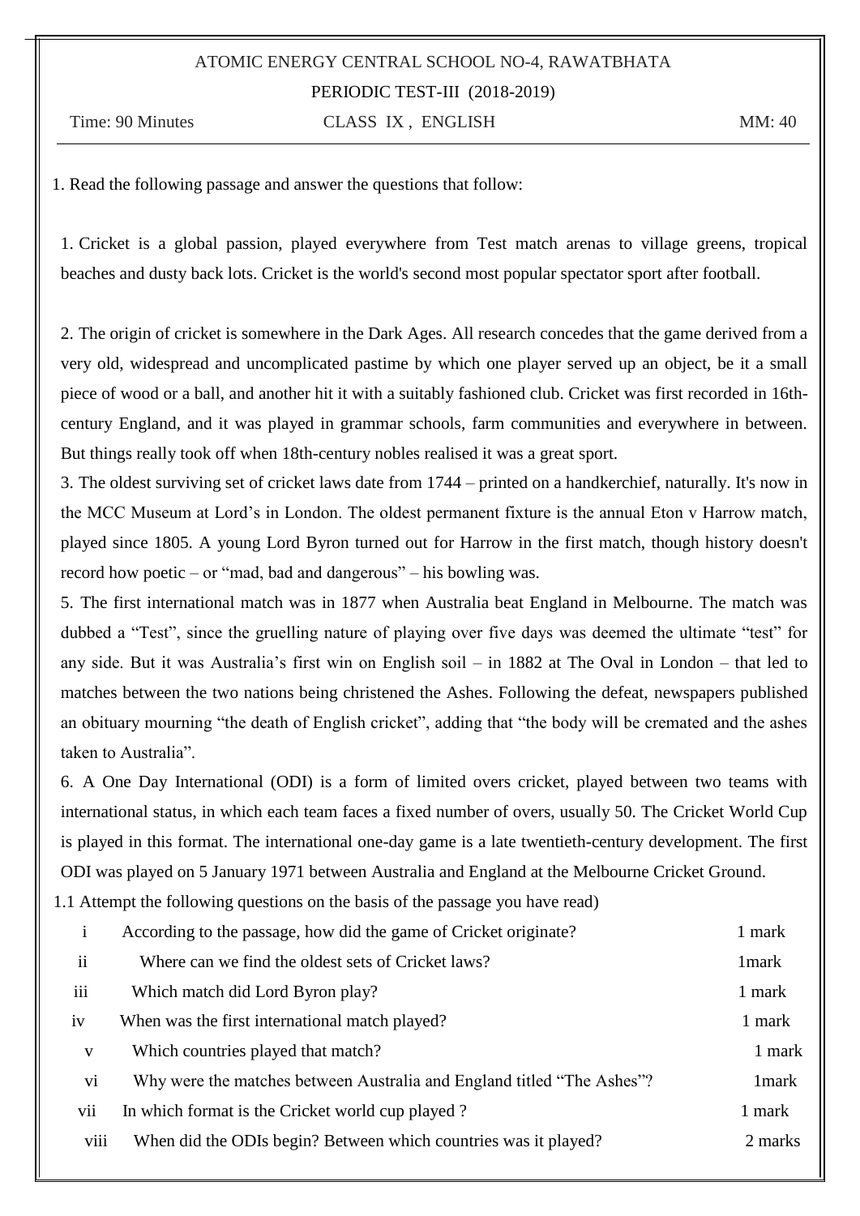ATOMIC ENERGY CENTRAL SCHOOL NO-4, RAWATBHATA

PERIODIC TEST-III (2018-2019)

Time: 90 Minutes CLASS IX , ENGLISH MM: 40

---

1. Read the following passage and answer the questions that follow:

1. Cricket is a global passion, played everywhere from Test match arenas to village greens, tropical beaches and dusty back lots. Cricket is the world's second most popular spectator sport after football.

2. The origin of cricket is somewhere in the Dark Ages. All research concedes that the game derived from a very old, widespread and uncomplicated pastime by which one player served up an object, be it a small piece of wood or a ball, and another hit it with a suitably fashioned club. Cricket was first recorded in 16th-century England, and it was played in grammar schools, farm communities and everywhere in between. But things really took off when 18th-century nobles realised it was a great sport.

3. The oldest surviving set of cricket laws date from 1744 – printed on a handkerchief, naturally. It's now in the MCC Museum at Lord's in London. The oldest permanent fixture is the annual Eton v Harrow match, played since 1805. A young Lord Byron turned out for Harrow in the first match, though history doesn't record how poetic – or "mad, bad and dangerous" – his bowling was.

5. The first international match was in 1877 when Australia beat England in Melbourne. The match was dubbed a "Test", since the gruelling nature of playing over five days was deemed the ultimate "test" for any side. But it was Australia's first win on English soil – in 1882 at The Oval in London – that led to matches between the two nations being christened the Ashes. Following the defeat, newspapers published an obituary mourning "the death of English cricket", adding that "the body will be cremated and the ashes taken to Australia".

6. A One Day International (ODI) is a form of limited overs cricket, played between two teams with international status, in which each team faces a fixed number of overs, usually 50. The Cricket World Cup is played in this format. The international one-day game is a late twentieth-century development. The first ODI was played on 5 January 1971 between Australia and England at the Melbourne Cricket Ground.

1.1 Attempt the following questions on the basis of the passage you have read)

| | | |
|---|---|---|
| i | According to the passage, how did the game of Cricket originate? | 1 mark |
| ii | Where can we find the oldest sets of Cricket laws? | 1mark |
| iii | Which match did Lord Byron play? | 1 mark |
| iv | When was the first international match played? | 1 mark |
| v | Which countries played that match? | 1 mark |
| vi | Why were the matches between Australia and England titled "The Ashes"? | 1mark |
| vii | In which format is the Cricket world cup played ? | 1 mark |
| viii | When did the ODIs begin? Between which countries was it played? | 2 marks |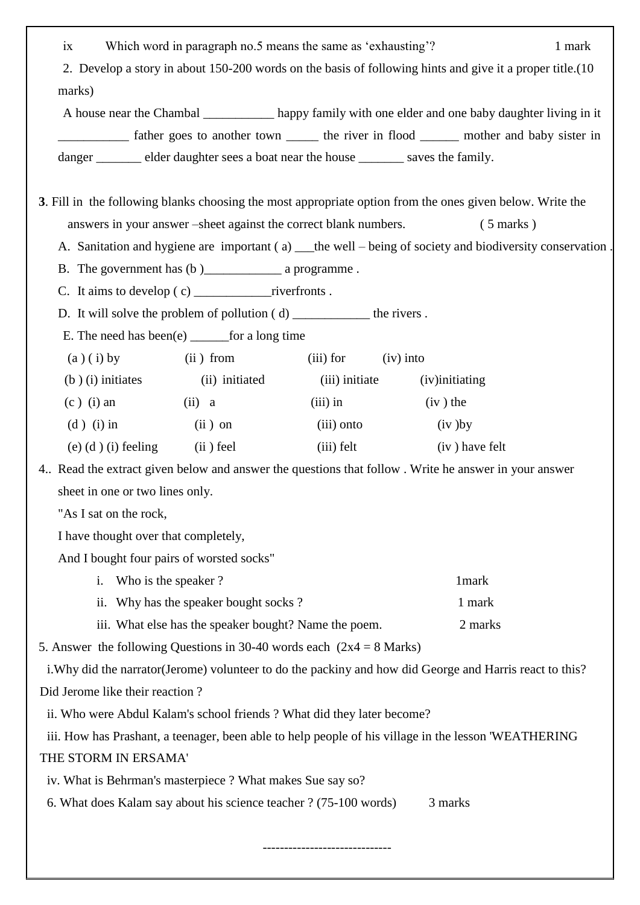ix Which word in paragraph no.5 means the same as 'exhausting'? 1 mark

2. Develop a story in about 150-200 words on the basis of following hints and give it a proper title.(10 marks)

A house near the Chambal ___________ happy family with one elder and one baby daughter living in it ___________ father goes to another town _____ the river in flood ______ mother and baby sister in danger _______ elder daughter sees a boat near the house _______ saves the family.

**3**. Fill in the following blanks choosing the most appropriate option from the ones given below. Write the answers in your answer –sheet against the correct blank numbers. ( 5 marks )

A. Sanitation and hygiene are important ( a) ___the well – being of society and biodiversity conservation .

B. The government has (b )____________ a programme .

C. It aims to develop ( c) ____________riverfronts .

D. It will solve the problem of pollution ( d) ____________ the rivers .

E. The need has been(e) ______for a long time

(a ) ( i) by (ii ) from (iii) for (iv) into

(b ) (i) initiates (ii) initiated (iii) initiate (iv)initiating

(c ) (i) an (ii) a (iii) in (iv ) the

(d ) (i) in (ii ) on (iii) onto (iv )by

(e) (d ) (i) feeling (ii ) feel (iii) felt (iv ) have felt

4.. Read the extract given below and answer the questions that follow . Write he answer in your answer sheet in one or two lines only.

"As I sat on the rock,
I have thought over that completely,
And I bought four pairs of worsted socks"

i. Who is the speaker ? 1mark

ii. Why has the speaker bought socks ? 1 mark

iii. What else has the speaker bought? Name the poem. 2 marks

5. Answer the following Questions in 30-40 words each (2x4 = 8 Marks)

i.Why did the narrator(Jerome) volunteer to do the packiny and how did George and Harris react to this? Did Jerome like their reaction ?

ii. Who were Abdul Kalam's school friends ? What did they later become?

iii. How has Prashant, a teenager, been able to help people of his village in the lesson 'WEATHERING THE STORM IN ERSAMA'

iv. What is Behrman's masterpiece ? What makes Sue say so?

6. What does Kalam say about his science teacher ? (75-100 words) 3 marks

------------------------------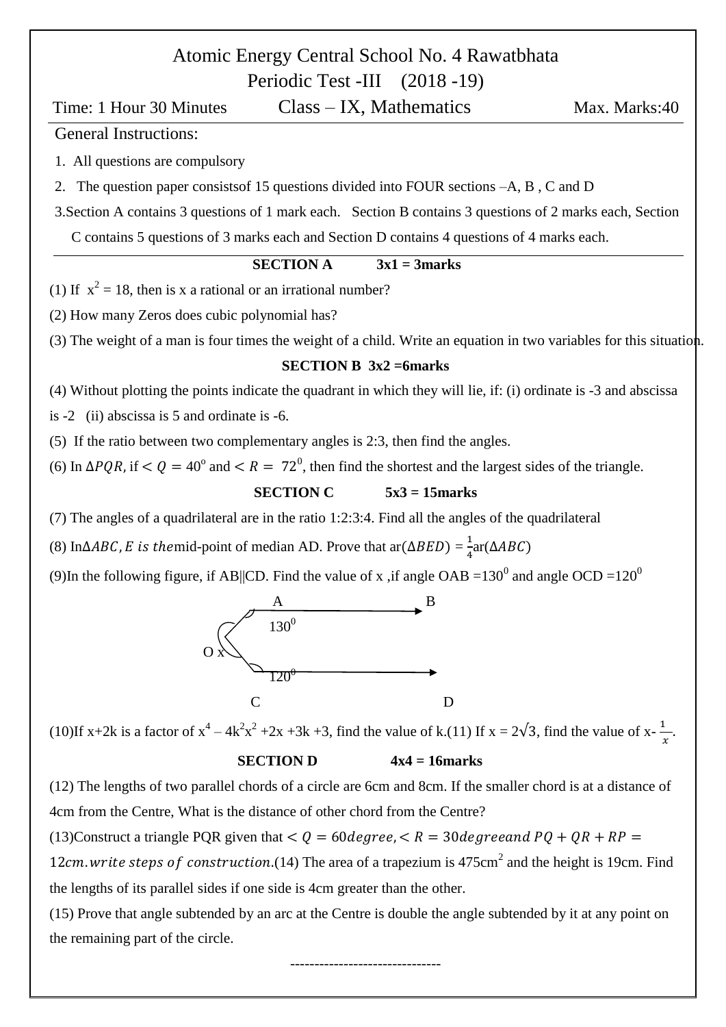# Atomic Energy Central School No. 4 Rawatbhata
## Periodic Test -III (2018 -19)

Time: 1 Hour 30 Minutes    Class – IX, Mathematics    Max. Marks:40

General Instructions:

1. All questions are compulsory
2. The question paper consistsof 15 questions divided into FOUR sections –A, B , C and D
3. Section A contains 3 questions of 1 mark each. Section B contains 3 questions of 2 marks each, Section C contains 5 questions of 3 marks each and Section D contains 4 questions of 4 marks each.

---

**SECTION A    3x1 = 3marks**

(1) If $x^2 = 18$, then is x a rational or an irrational number?

(2) How many Zeros does cubic polynomial has?

(3) The weight of a man is four times the weight of a child. Write an equation in two variables for this situation.

**SECTION B 3x2 =6marks**

(4) Without plotting the points indicate the quadrant in which they will lie, if: (i) ordinate is -3 and abscissa is -2 (ii) abscissa is 5 and ordinate is -6.

(5) If the ratio between two complementary angles is 2:3, then find the angles.

(6) In $\Delta PQR$, if $< Q = 40^o$ and $< R = 72^0$, then find the shortest and the largest sides of the triangle.

**SECTION C    5x3 = 15marks**

(7) The angles of a quadrilateral are in the ratio 1:2:3:4. Find all the angles of the quadrilateral

(8) In$\Delta ABC$, $E$ *is the*mid-point of median AD. Prove that ar($\Delta BED$) = $\frac{1}{4}$ar($\Delta ABC$)

(9)In the following figure, if AB||CD. Find the value of x ,if angle OAB =$130^0$ and angle OCD =$120^0$

A    B

$130^0$

O x

$120^0$

C    D

(10)If x+2k is a factor of $x^4 - 4k^2x^2 + 2x + 3k + 3$, find the value of k.(11) If x = $2\sqrt{3}$, find the value of x- $\frac{1}{x}$.

**SECTION D    4x4 = 16marks**

(12) The lengths of two parallel chords of a circle are 6cm and 8cm. If the smaller chord is at a distance of 4cm from the Centre, What is the distance of other chord from the Centre?

(13)Construct a triangle PQR given that $< Q = 60 degree, < R = 30 degree and\ PQ + QR + RP = 12cm.$ *write steps of construction.*(14) The area of a trapezium is 475cm$^2$ and the height is 19cm. Find the lengths of its parallel sides if one side is 4cm greater than the other.

(15) Prove that angle subtended by an arc at the Centre is double the angle subtended by it at any point on the remaining part of the circle.

---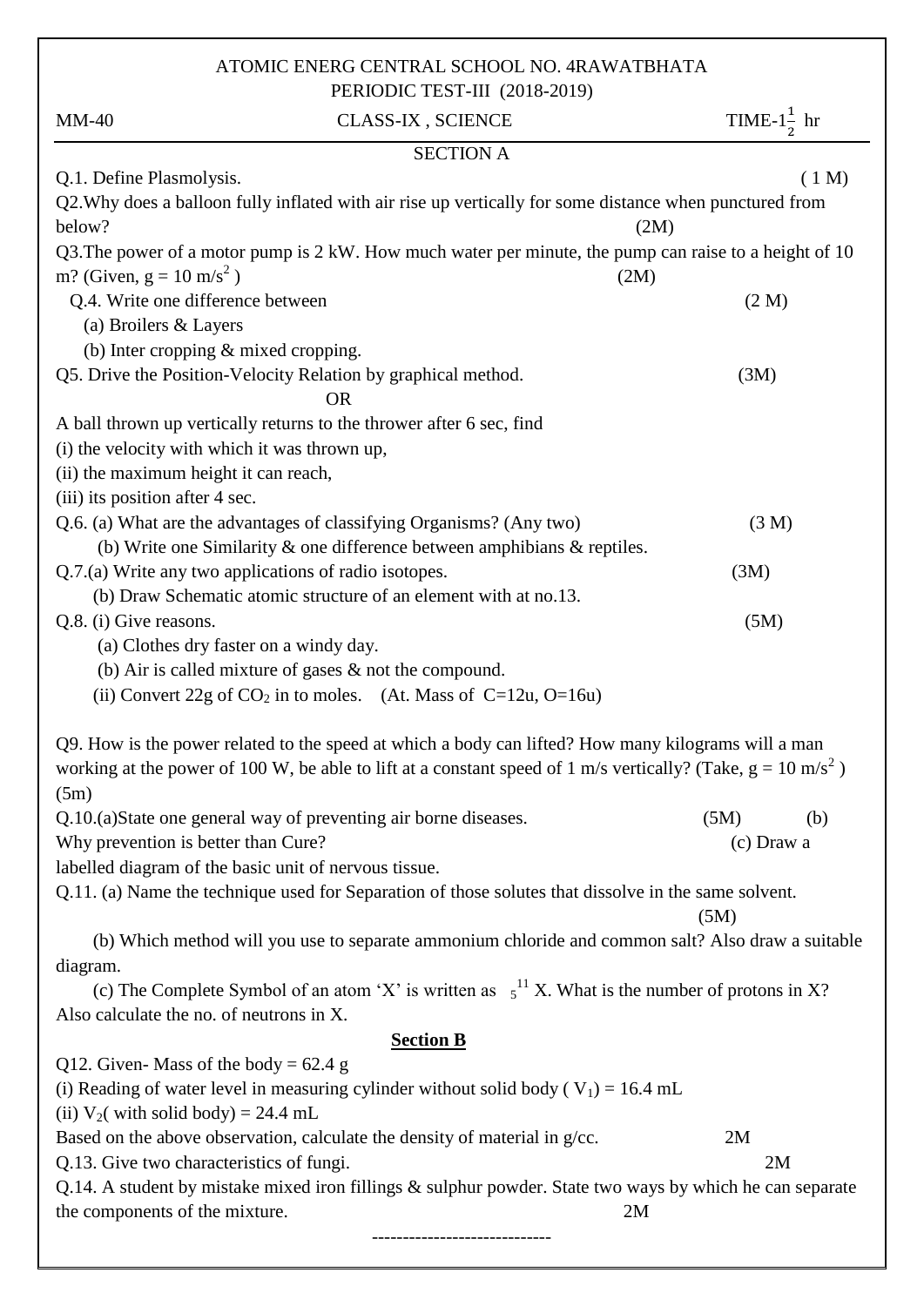ATOMIC ENERG CENTRAL SCHOOL NO. 4RAWATBHATA

PERIODIC TEST-III (2018-2019)

MM-40 | CLASS-IX , SCIENCE | TIME-$1\frac{1}{2}$ hr

## SECTION A

Q.1. Define Plasmolysis. (1 M)

Q2.Why does a balloon fully inflated with air rise up vertically for some distance when punctured from below? (2M)

Q3.The power of a motor pump is 2 kW. How much water per minute, the pump can raise to a height of 10 m? (Given, $g = 10\ m/s^2$) (2M)

Q.4. Write one difference between (2 M)

(a) Broilers & Layers

(b) Inter cropping & mixed cropping.

Q5. Drive the Position-Velocity Relation by graphical method. (3M)

OR

A ball thrown up vertically returns to the thrower after 6 sec, find

(i) the velocity with which it was thrown up,

(ii) the maximum height it can reach,

(iii) its position after 4 sec.

Q.6. (a) What are the advantages of classifying Organisms? (Any two) (3 M)

(b) Write one Similarity & one difference between amphibians & reptiles.

Q.7.(a) Write any two applications of radio isotopes. (3M)

(b) Draw Schematic atomic structure of an element with at no.13.

Q.8. (i) Give reasons. (5M)

(a) Clothes dry faster on a windy day.

(b) Air is called mixture of gases & not the compound.

(ii) Convert 22g of $CO_2$ in to moles. (At. Mass of C=12u, O=16u)

Q9. How is the power related to the speed at which a body can lifted? How many kilograms will a man working at the power of 100 W, be able to lift at a constant speed of 1 m/s vertically? (Take, $g = 10\ m/s^2$) (5m)

Q.10.(a)State one general way of preventing air borne diseases. (5M) (b) Why prevention is better than Cure? (c) Draw a labelled diagram of the basic unit of nervous tissue.

Q.11. (a) Name the technique used for Separation of those solutes that dissolve in the same solvent. (5M)

(b) Which method will you use to separate ammonium chloride and common salt? Also draw a suitable diagram.

(c) The Complete Symbol of an atom 'X' is written as ${}_{5}^{11}X$. What is the number of protons in X? Also calculate the no. of neutrons in X.

## Section B

Q12. Given- Mass of the body = 62.4 g

(i) Reading of water level in measuring cylinder without solid body ($V_1$) = 16.4 mL

(ii) $V_2$( with solid body) = 24.4 mL

Based on the above observation, calculate the density of material in g/cc. 2M

Q.13. Give two characteristics of fungi. 2M

Q.14. A student by mistake mixed iron fillings & sulphur powder. State two ways by which he can separate the components of the mixture. 2M

-----------------------------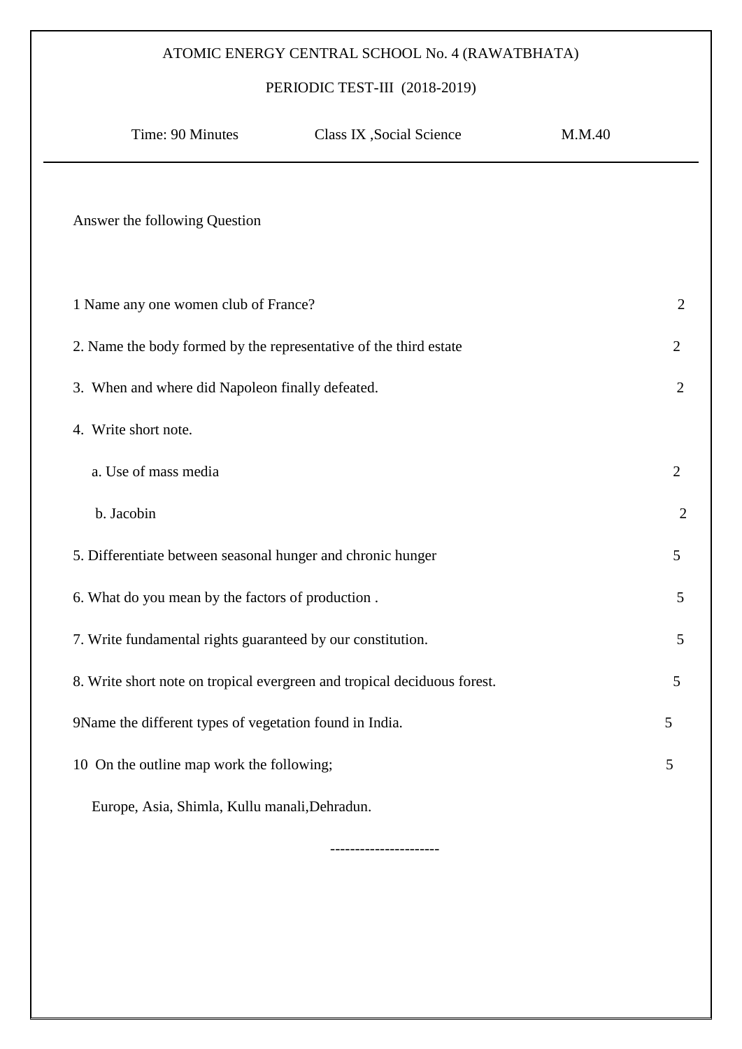ATOMIC ENERGY CENTRAL SCHOOL No. 4 (RAWATBHATA)

PERIODIC TEST-III (2018-2019)

Time: 90 Minutes Class IX ,Social Science M.M.40

---

Answer the following Question

1 Name any one women club of France? 2

2. Name the body formed by the representative of the third estate 2

3. When and where did Napoleon finally defeated. 2

4. Write short note.

   a. Use of mass media 2

   b. Jacobin 2

5. Differentiate between seasonal hunger and chronic hunger 5

6. What do you mean by the factors of production . 5

7. Write fundamental rights guaranteed by our constitution. 5

8. Write short note on tropical evergreen and tropical deciduous forest. 5

9Name the different types of vegetation found in India. 5

10 On the outline map work the following; 5

   Europe, Asia, Shimla, Kullu manali,Dehradun.

---------------------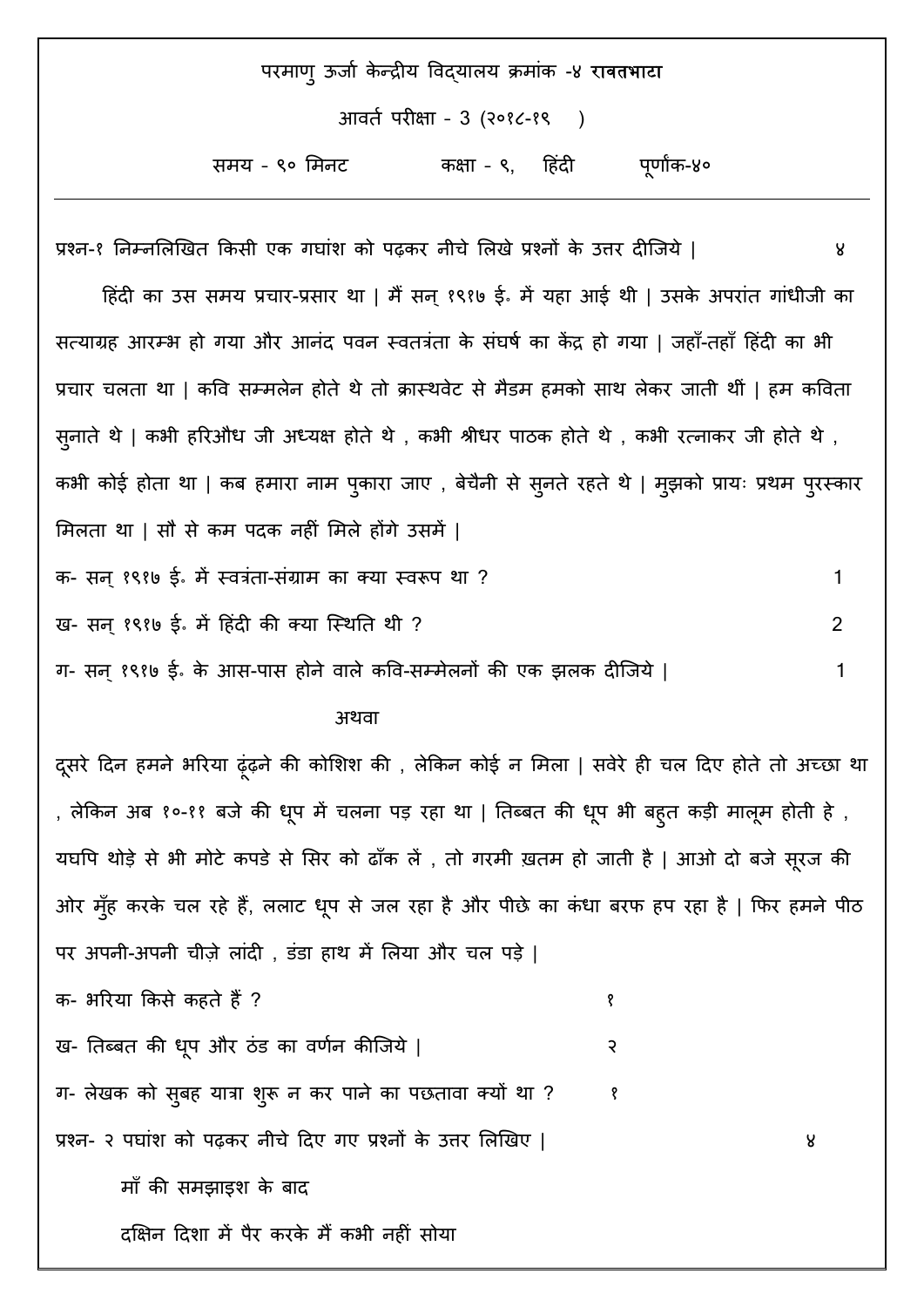परमाणु ऊर्जा केन्द्रीय विद्यालय क्रमांक -४ **रावतभाटा**

आवर्त परीक्षा - 3 (२०१८-१९ )

समय - ९० मिनट कक्षा - ९, हिंदी पूर्णांक-४०

---

प्रश्न-१ निम्नलिखित किसी एक गघांश को पढ़कर नीचे लिखे प्रश्नों के उत्तर दीजिये | ४

हिंदी का उस समय प्रचार-प्रसार था | मैं सन् १९१७ ई॰ में यहा आई थी | उसके अपरांत गांधीजी का सत्याग्रह आरम्भ हो गया और आनंद पवन स्वतत्रंता के संघर्ष का केंद्र हो गया | जहाँ-तहाँ हिंदी का भी प्रचार चलता था | कवि सम्मलेन होते थे तो क्रास्थवेट से मैडम हमको साथ लेकर जाती थीं | हम कविता सुनाते थे | कभी हरिऔध जी अध्यक्ष होते थे , कभी श्रीधर पाठक होते थे , कभी रत्नाकर जी होते थे , कभी कोई होता था | कब हमारा नाम पुकारा जाए , बेचैनी से सुनते रहते थे | मुझको प्रायः प्रथम पुरस्कार मिलता था | सौ से कम पदक नहीं मिले होंगे उसमें |

क- सन् १९१७ ई॰ में स्वत्रंता-संग्राम का क्या स्वरूप था ? 1

ख- सन् १९१७ ई॰ में हिंदी की क्या स्थिति थी ? 2

ग- सन् १९१७ ई॰ के आस-पास होने वाले कवि-सम्मेलनों की एक झलक दीजिये | 1

अथवा

दूसरे दिन हमने भरिया ढूंढ़ने की कोशिश की , लेकिन कोई न मिला | सवेरे ही चल दिए होते तो अच्छा था , लेकिन अब १०-११ बजे की धूप में चलना पड़ रहा था | तिब्बत की धूप भी बहुत कड़ी मालूम होती हे , यघपि थोड़े से भी मोटे कपडे से सिर को ढाँक लें , तो गरमी ख़तम हो जाती है | आओ दो बजे सूरज की ओर मुँह करके चल रहे हैं, ललाट धूप से जल रहा है और पीछे का कंधा बरफ हप रहा है | फिर हमने पीठ पर अपनी-अपनी चीज़े लांदी , डंडा हाथ में लिया और चल पड़े |

क- भरिया किसे कहते हैं ? १

ख- तिब्बत की धूप और ठंड का वर्णन कीजिये | २

ग- लेखक को सुबह यात्रा शुरू न कर पाने का पछतावा क्यों था ? १

प्रश्न- २ पघांश को पढ़कर नीचे दिए गए प्रश्नों के उत्तर लिखिए | ४

माँ की समझाइश के बाद

दक्षिन दिशा में पैर करके मैं कभी नहीं सोया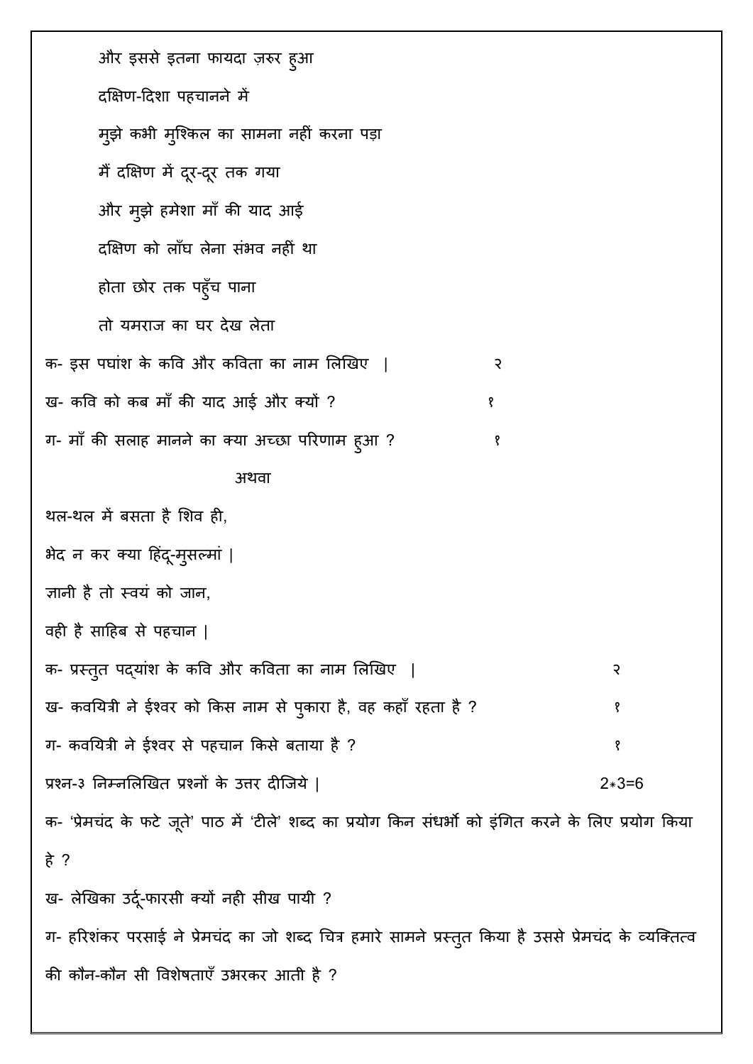और इससे इतना फायदा ज़रुर हुआ

दक्षिण-दिशा पहचानने में

मुझे कभी मुश्किल का सामना नहीं करना पड़ा

मैं दक्षिण में दूर-दूर तक गया

और मुझे हमेशा माँ की याद आई

दक्षिण को लाँघ लेना संभव नहीं था

होता छोर तक पहुँच पाना

तो यमराज का घर देख लेता

क- इस पघांश के कवि और कविता का नाम लिखिए | २

ख- कवि को कब माँ की याद आई और क्यों ? १

ग- माँ की सलाह मानने का क्या अच्छा परिणाम हुआ ? १

अथवा

थल-थल में बसता है शिव ही,

भेद न कर क्या हिंदू-मुसल्मां |

ज्ञानी है तो स्वयं को जान,

वही है साहिब से पहचान |

क- प्रस्तुत पद्यांश के कवि और कविता का नाम लिखिए | २

ख- कवयित्री ने ईश्वर को किस नाम से पुकारा है, वह कहाँ रहता है ? १

ग- कवयित्री ने ईश्वर से पहचान किसे बताया है ? १

प्रश्न-३ निम्नलिखित प्रश्नों के उत्तर दीजिये | $2*3=6$

क- 'प्रेमचंद के फटे जूते' पाठ में 'टीले' शब्द का प्रयोग किन संधर्भों को इंगित करने के लिए प्रयोग किया हे ?

ख- लेखिका उर्दू-फारसी क्यों नही सीख पायी ?

ग- हरिशंकर परसाई ने प्रेमचंद का जो शब्द चित्र हमारे सामने प्रस्तुत किया है उससे प्रेमचंद के व्यक्तित्व की कौन-कौन सी विशेषताएँ उभरकर आती है ?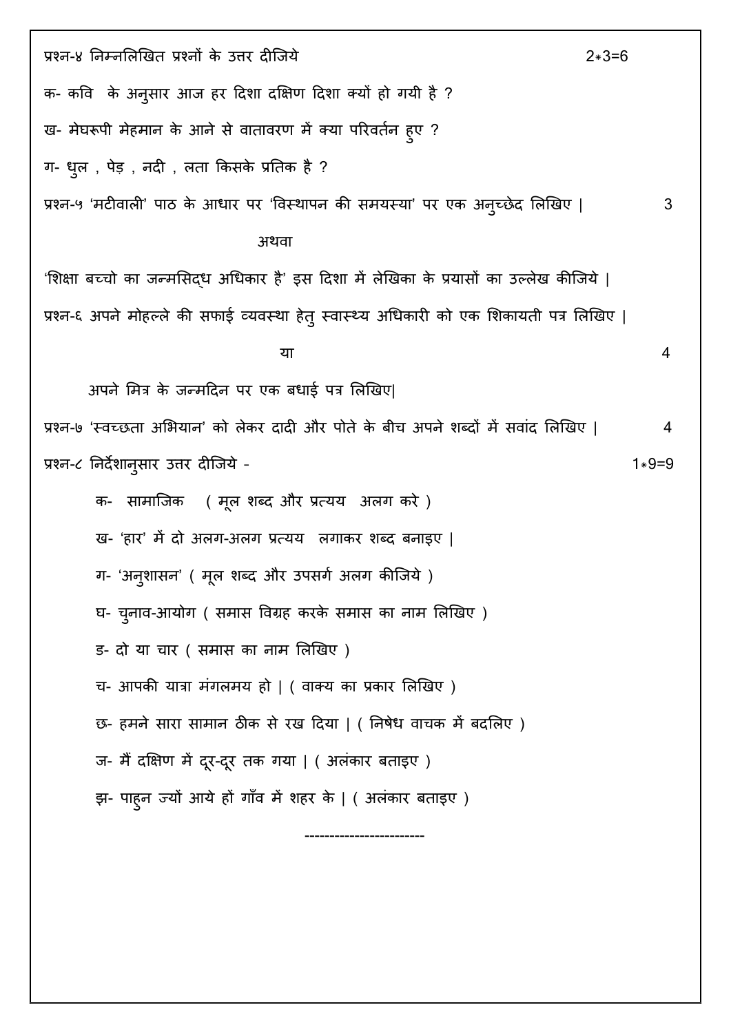प्रश्न-४ निम्नलिखित प्रश्नों के उत्तर दीजिये 2*3=6

क- कवि के अनुसार आज हर दिशा दक्षिण दिशा क्यों हो गयी है ?

ख- मेघरूपी मेहमान के आने से वातावरण में क्या परिवर्तन हुए ?

ग- धुल , पेड़ , नदी , लता किसके प्रतिक है ?

प्रश्न-५ 'मटीवाली' पाठ के आधार पर 'विस्थापन की समयस्या' पर एक अनुच्छेद लिखिए | 3

अथवा

'शिक्षा बच्चो का जन्मसिद्ध अधिकार है' इस दिशा में लेखिका के प्रयासों का उल्लेख कीजिये |

प्रश्न-६ अपने मोहल्ले की सफाई व्यवस्था हेतु स्वास्थ्य अधिकारी को एक शिकायती पत्र लिखिए |

या 4

अपने मित्र के जन्मदिन पर एक बधाई पत्र लिखिए|

प्रश्न-७ 'स्वच्छता अभियान' को लेकर दादी और पोते के बीच अपने शब्दों में सवांद लिखिए | 4

प्रश्न-८ निर्देशानुसार उत्तर दीजिये - 1*9=9

क- सामाजिक ( मूल शब्द और प्रत्यय अलग करे )

ख- 'हार' में दो अलग-अलग प्रत्यय लगाकर शब्द बनाइए |

ग- 'अनुशासन' ( मूल शब्द और उपसर्ग अलग कीजिये )

घ- चुनाव-आयोग ( समास विग्रह करके समास का नाम लिखिए )

ड- दो या चार ( समास का नाम लिखिए )

च- आपकी यात्रा मंगलमय हो | ( वाक्य का प्रकार लिखिए )

छ- हमने सारा सामान ठीक से रख दिया | ( निषेध वाचक में बदलिए )

ज- मैं दक्षिण में दूर-दूर तक गया | ( अलंकार बताइए )

झ- पाहुन ज्यों आये हों गाँव में शहर के | ( अलंकार बताइए )

------------------------